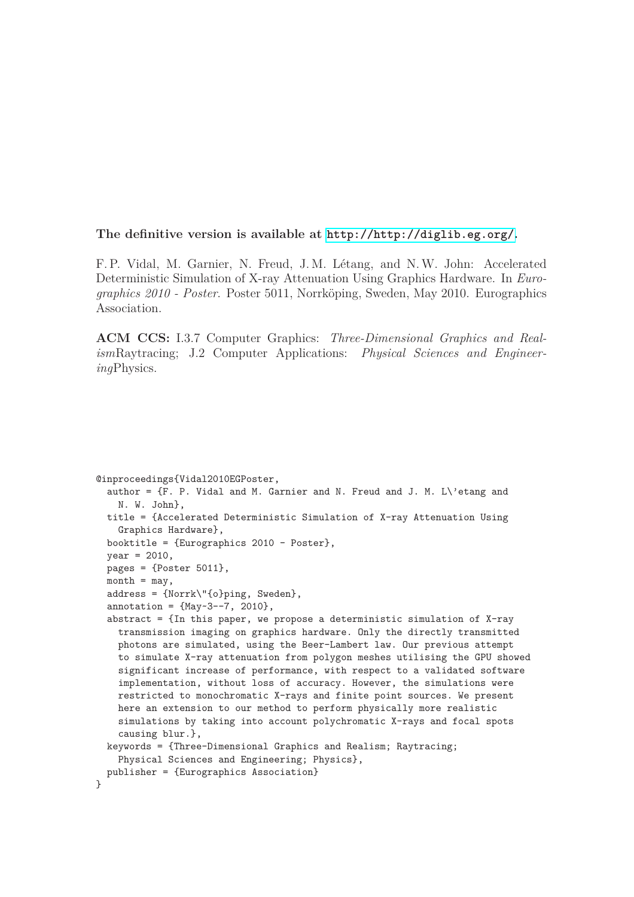**The definitive version is available at http://http://diglib.eg.org/.**

F. P. Vidal, M. Garnier, N. Freud, J. M. Létang, and N. W. John: Accelerated Deterministic Simulation of X-ray Attenuation Using Graphics Hardware. In *Eurographics 2010 - Poster*. Poster 5011, Norrköping, Sweden, May 2010. Eurographics Association.

**ACM CCS:** I.3.7 Computer Graphics: *Three-Dimensional Graphics and Realism*Raytracing; J.2 Computer Applications: *Physical Sciences and Engineering*Physics.

```
@inproceedings{Vidal2010EGPoster,
  author = {F. P. Vidal and M. Garnier and N. Freud and J. M. L\'etang and
    N. W. John},
  title = {Accelerated Deterministic Simulation of X-ray Attenuation Using
    Graphics Hardware},
  booktitle = {Eurographics 2010 - Poster},
  year = 2010,
  pages = {Poster 5011},
  month = may,
  address = {Norrk\"{o}ping, Sweden},
  annotation = {May~3--7, 2010},
  abstract = {In this paper, we propose a deterministic simulation of X-ray
    transmission imaging on graphics hardware. Only the directly transmitted
    photons are simulated, using the Beer-Lambert law. Our previous attempt
    to simulate X-ray attenuation from polygon meshes utilising the GPU showed
    significant increase of performance, with respect to a validated software
    implementation, without loss of accuracy. However, the simulations were
    restricted to monochromatic X-rays and finite point sources. We present
    here an extension to our method to perform physically more realistic
    simulations by taking into account polychromatic X-rays and focal spots
    causing blur.},
  keywords = {Three-Dimensional Graphics and Realism; Raytracing;
    Physical Sciences and Engineering; Physics},
  publisher = {Eurographics Association}
}
```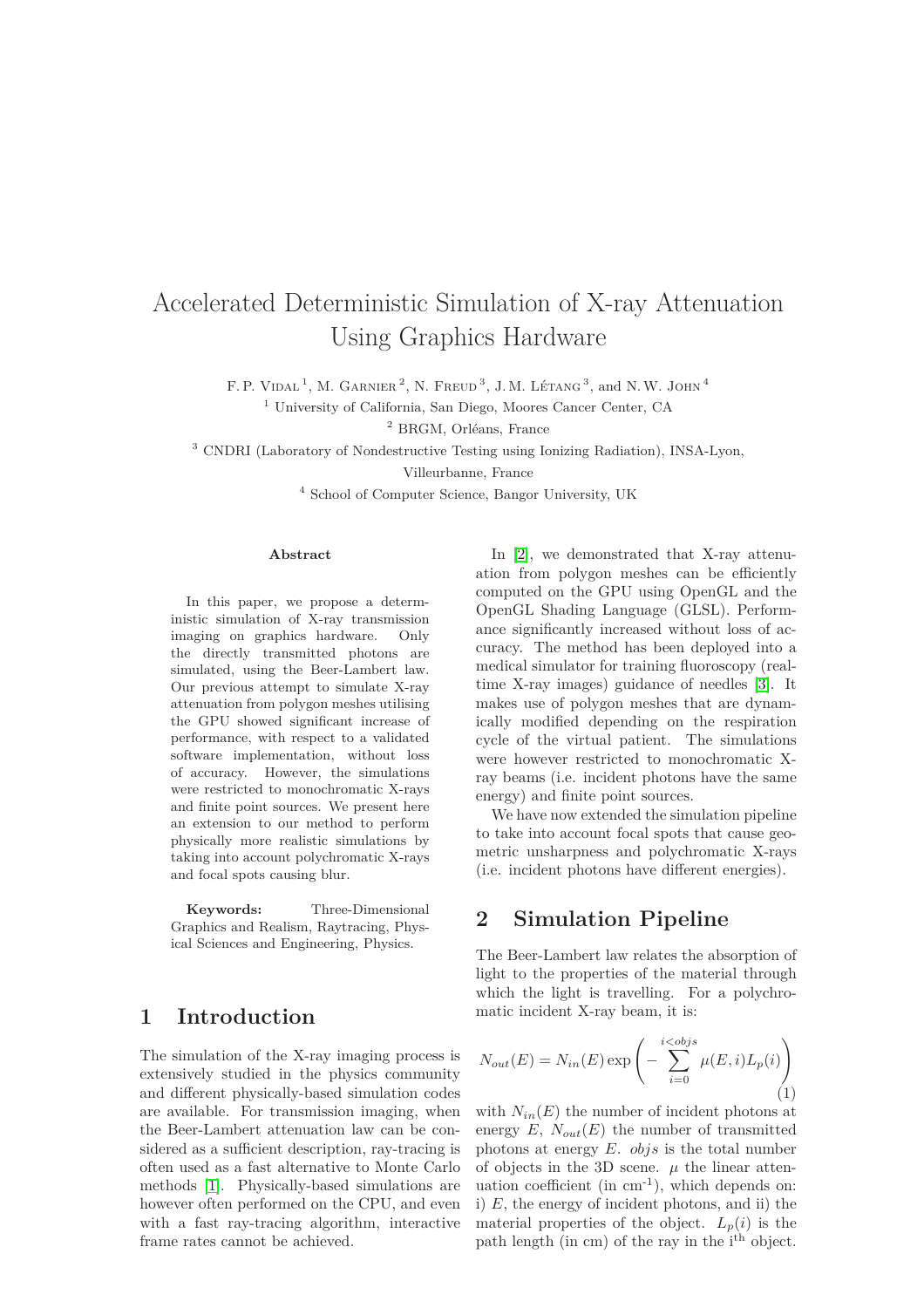# Accelerated Deterministic Simulation of X-ray Attenuation Using Graphics Hardware

F. P. Vidal [1], M. Garnier [2], N. Freud [3], J. M. Létang [3], and N. W. John [4]

[1] University of California, San Diego, Moores Cancer Center, CA

[2] BRGM, Orléans, France

[3] CNDRI (Laboratory of Nondestructive Testing using Ionizing Radiation), INSA-Lyon, Villeurbanne, France

[4] School of Computer Science, Bangor University, UK

**Abstract**

In this paper, we propose a deterministic simulation of X-ray transmission imaging on graphics hardware. Only the directly transmitted photons are simulated, using the Beer-Lambert law. Our previous attempt to simulate X-ray attenuation from polygon meshes utilising the GPU showed significant increase of performance, with respect to a validated software implementation, without loss of accuracy. However, the simulations were restricted to monochromatic X-rays and finite point sources. We present here an extension to our method to perform physically more realistic simulations by taking into account polychromatic X-rays and focal spots causing blur.

**Keywords:** Three-Dimensional Graphics and Realism, Raytracing, Physical Sciences and Engineering, Physics.

## 1 Introduction

The simulation of the X-ray imaging process is extensively studied in the physics community and different physically-based simulation codes are available. For transmission imaging, when the Beer-Lambert attenuation law can be considered as a sufficient description, ray-tracing is often used as a fast alternative to Monte Carlo methods [1]. Physically-based simulations are however often performed on the CPU, and even with a fast ray-tracing algorithm, interactive frame rates cannot be achieved.

In [2], we demonstrated that X-ray attenuation from polygon meshes can be efficiently computed on the GPU using OpenGL and the OpenGL Shading Language (GLSL). Performance significantly increased without loss of accuracy. The method has been deployed into a medical simulator for training fluoroscopy (real-time X-ray images) guidance of needles [3]. It makes use of polygon meshes that are dynamically modified depending on the respiration cycle of the virtual patient. The simulations were however restricted to monochromatic X-ray beams (i.e. incident photons have the same energy) and finite point sources.

We have now extended the simulation pipeline to take into account focal spots that cause geometric unsharpness and polychromatic X-rays (i.e. incident photons have different energies).

## 2 Simulation Pipeline

The Beer-Lambert law relates the absorption of light to the properties of the material through which the light is travelling. For a polychromatic incident X-ray beam, it is:

$$N_{out}(E) = N_{in}(E) \exp\left(-\sum_{i=0}^{i<objs} \mu(E,i) L_p(i)\right) \quad (1)$$

with $N_{in}(E)$ the number of incident photons at energy $E$, $N_{out}(E)$ the number of transmitted photons at energy $E$. $objs$ is the total number of objects in the 3D scene. $\mu$ the linear attenuation coefficient (in cm$^{-1}$), which depends on: i) $E$, the energy of incident photons, and ii) the material properties of the object. $L_p(i)$ is the path length (in cm) of the ray in the i$^{\text{th}}$ object.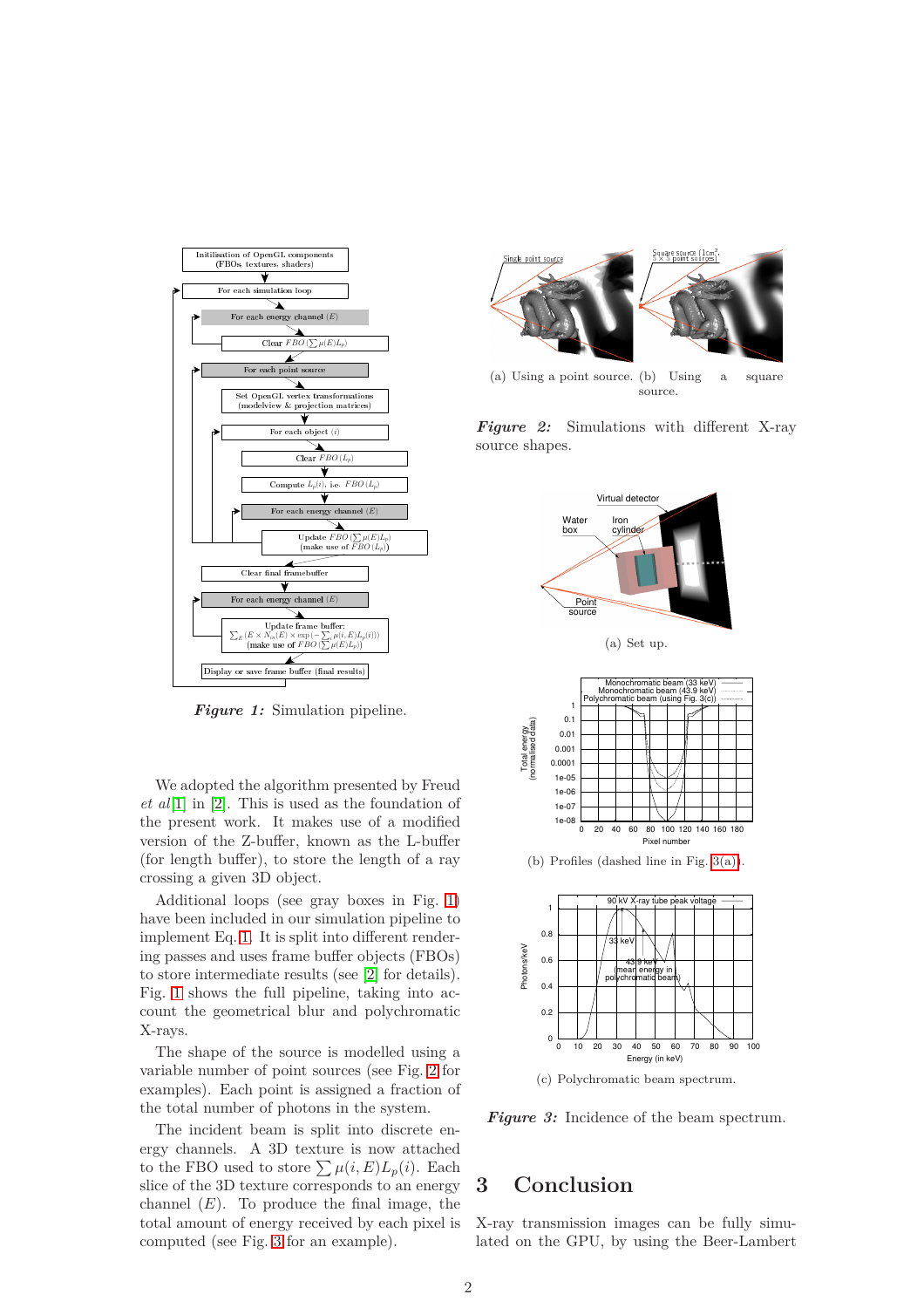*Figure 1:* Simulation pipeline.

We adopted the algorithm presented by Freud *et al*[1] in [2]. This is used as the foundation of the present work. It makes use of a modified version of the Z-buffer, known as the L-buffer (for length buffer), to store the length of a ray crossing a given 3D object.

Additional loops (see gray boxes in Fig. 1) have been included in our simulation pipeline to implement Eq. 1. It is split into different rendering passes and uses frame buffer objects (FBOs) to store intermediate results (see [2] for details). Fig. 1 shows the full pipeline, taking into account the geometrical blur and polychromatic X-rays.

The shape of the source is modelled using a variable number of point sources (see Fig. 2 for examples). Each point is assigned a fraction of the total number of photons in the system.

The incident beam is split into discrete energy channels. A 3D texture is now attached to the FBO used to store $\sum \mu(i, E) L_p(i)$. Each slice of the 3D texture corresponds to an energy channel ($E$). To produce the final image, the total amount of energy received by each pixel is computed (see Fig. 3 for an example).

(a) Using a point source. (b) Using a square source.

*Figure 2:* Simulations with different X-ray source shapes.

(a) Set up.

(b) Profiles (dashed line in Fig. 3(a)).

(c) Polychromatic beam spectrum.

*Figure 3:* Incidence of the beam spectrum.

## 3 Conclusion

X-ray transmission images can be fully simulated on the GPU, by using the Beer-Lambert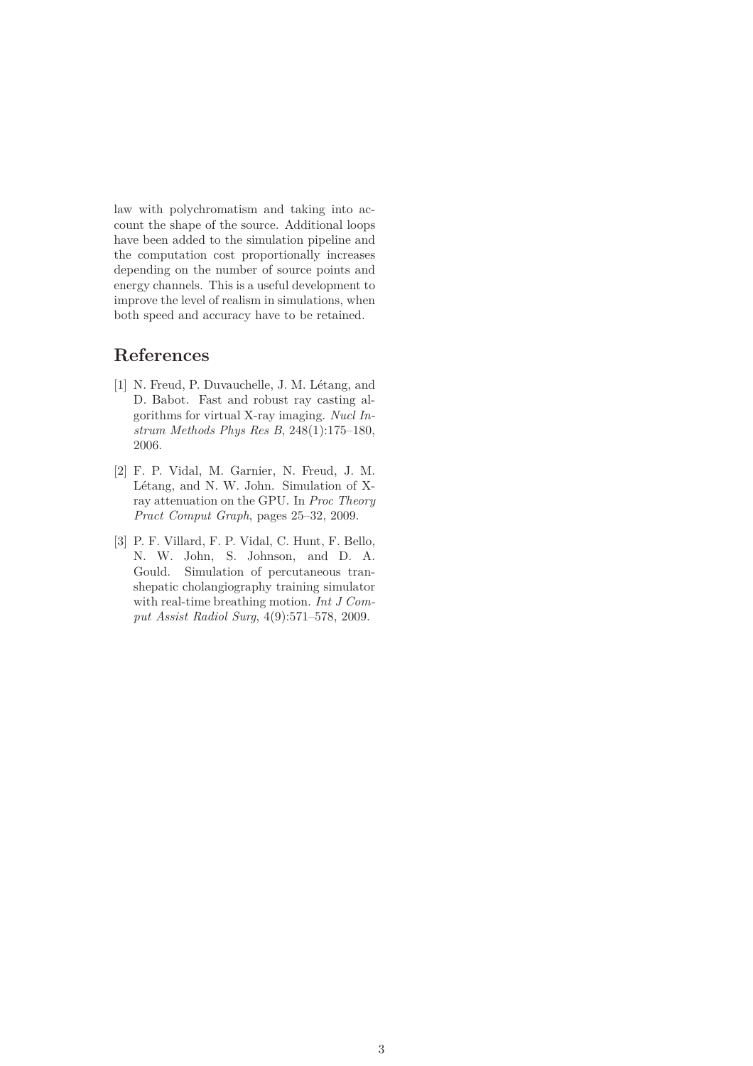law with polychromatism and taking into account the shape of the source. Additional loops have been added to the simulation pipeline and the computation cost proportionally increases depending on the number of source points and energy channels. This is a useful development to improve the level of realism in simulations, when both speed and accuracy have to be retained.

## References

[1] N. Freud, P. Duvauchelle, J. M. Létang, and D. Babot. Fast and robust ray casting algorithms for virtual X-ray imaging. *Nucl Instrum Methods Phys Res B*, 248(1):175–180, 2006.

[2] F. P. Vidal, M. Garnier, N. Freud, J. M. Létang, and N. W. John. Simulation of X-ray attenuation on the GPU. In *Proc Theory Pract Comput Graph*, pages 25–32, 2009.

[3] P. F. Villard, F. P. Vidal, C. Hunt, F. Bello, N. W. John, S. Johnson, and D. A. Gould. Simulation of percutaneous transhepatic cholangiography training simulator with real-time breathing motion. *Int J Comput Assist Radiol Surg*, 4(9):571–578, 2009.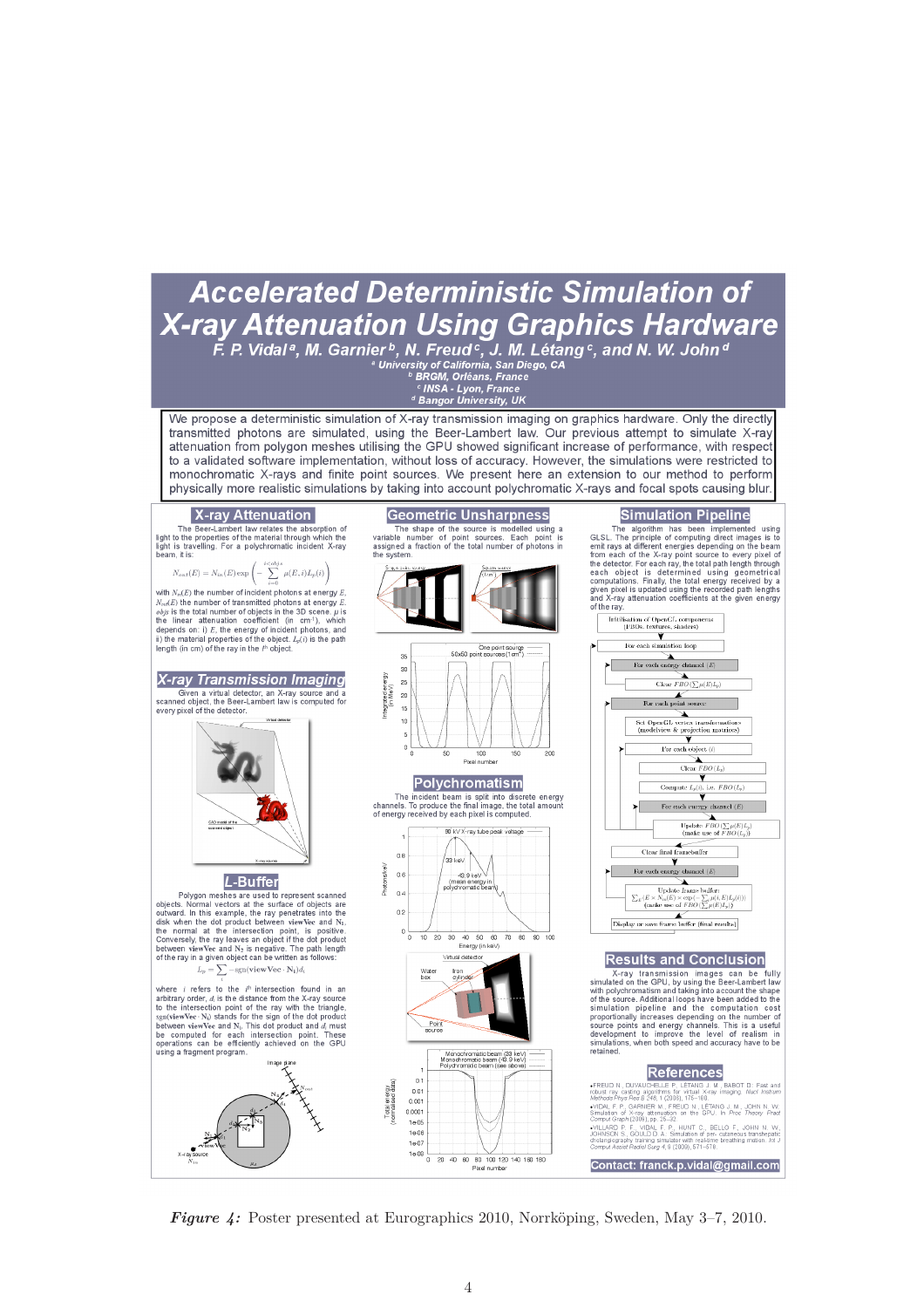# Accelerated Deterministic Simulation of X-ray Attenuation Using Graphics Hardware

**F. P. Vidal[a], M. Garnier[b], N. Freud[c], J. M. Létang[c], and N. W. John[d]**

[a] University of California, San Diego, CA
[b] BRGM, Orléans, France
[c] INSA - Lyon, France
[d] Bangor University, UK

We propose a deterministic simulation of X-ray transmission imaging on graphics hardware. Only the directly transmitted photons are simulated, using the Beer-Lambert law. Our previous attempt to simulate X-ray attenuation from polygon meshes utilising the GPU showed significant increase of performance, with respect to a validated software implementation, without loss of accuracy. However, the simulations were restricted to monochromatic X-rays and finite point sources. We present here an extension to our method to perform physically more realistic simulations by taking into account polychromatic X-rays and focal spots causing blur.

## X-ray Attenuation

The Beer-Lambert law relates the absorption of light to the properties of the material through which the light is travelling. For a polychromatic incident X-ray beam, it is:

$$N_{out}(E) = N_{in}(E) \exp\left(-\sum_{i=0}^{i<obj s} \mu(E,i) L_p(i)\right)$$

with $N_{in}(E)$ the number of incident photons at energy $E$, $N_{out}(E)$ the number of transmitted photons at energy $E$. $objs$ is the total number of objects in the 3D scene. $\mu$ is the linear attenuation coefficient (in cm$^{-1}$), which depends on: i) $E$, the energy of incident photons, and ii) the material properties of the object. $L_p(i)$ is the path length (in cm) of the ray in the $i^{th}$ object.

## X-ray Transmission Imaging

Given a virtual detector, an X-ray source and a scanned object, the Beer-Lambert law is computed for every pixel of the detector.

Virtual detector

CAD model of the scanned object

X-ray source

## L-Buffer

Polygon meshes are used to represent scanned objects. Normal vectors at the surface of objects are outward. In this example, the ray penetrates into the disk when the dot product between **viewVec** and $\mathbf{N}_1$, the normal at the intersection point, is positive. Conversely, the ray leaves an object if the dot product between **viewVec** and $\mathbf{N}_2$ is negative. The path length of the ray in a given object can be written as follows:

$$L_p = \sum_i -\text{sgn}(\mathbf{viewVec} \cdot \mathbf{N}_i) d_i$$

where $i$ refers to the $i^{th}$ intersection found in an arbitrary order, $d_i$ is the distance from the X-ray source to the intersection point of the ray with the triangle, $\text{sgn}(\mathbf{viewVec} \cdot \mathbf{N}_i)$ stands for the sign of the dot product between **viewVec** and $\mathbf{N}_i$. This dot product and $d_i$ must be computed for each intersection point. These operations can be efficiently achieved on the GPU using a fragment program.

Image plane

$N_{out}$

$N_4$ $d_4$ $N_3$ $d_3$ $d_2$ $N_2$ $d_1$ $N_1$ viewVec

X-ray source $N_{in}$

$\mu_2$ $\mu_1$

## Geometric Unsharpness

The shape of the source is modelled using a variable number of point sources. Each point is assigned a fraction of the total number of photons in the system.

Single point source

Square source (1 cm²)

One point source

50x50 point sources (1 cm²)

Integrated energy (in MeV)

Pixel number

## Polychromatism

The incident beam is split into discrete energy channels. To produce the final image, the total amount of energy received by each pixel is computed.

80 kV X-ray tube peak voltage

33 keV

43.9 keV (mean energy in polychromatic beam)

Photons/keV

Energy (in keV)

Virtual detector

Water box

Iron cylinder

Point source

Monochromatic beam (33 keV)

Monochromatic beam (43.9 keV)

Polychromatic beam (see above)

Total energy (normalised data)

Pixel number

## Simulation Pipeline

The algorithm has been implemented using GLSL. The principle of computing direct images is to emit rays at different energies depending on the beam from each of the X-ray point source to every pixel of the detector. For each ray, the total path length through each object is determined using geometrical computations. Finally, the total energy received by a given pixel is updated using the recorded path lengths and X-ray attenuation coefficients at the given energy of the ray.

- Initialisation of OpenGL components (FBOs, textures, shaders)
- For each simulation loop
  - For each energy channel ($E$)
    - Clear $FBO(\sum \mu(E) L_p)$
  - For each point source
    - Set OpenGL vertex transformations (modelview & projection matrices)
    - For each object ($i$)
      - Clear $FBO(L_p)$
      - Compute $L_p(i)$, i.e. $FBO(L_p)$
      - For each energy channel ($E$)
        - Update $FBO(\sum \mu(E) L_p)$ (make use of $FBO(L_p)$)
  - Clear final framebuffer
  - For each energy channel ($E$)
    - Update frame buffer: $\sum_E (E \times N_{in}(E) \times \exp(-\sum_i \mu(i,E) L_p(i)))$ (make use of $FBO(\sum \mu(E) L_p)$)
  - Display or save frame buffer (final results)

## Results and Conclusion

X-ray transmission images can be fully simulated on the GPU, by using the Beer-Lambert law with polychromatism and taking into account the shape of the source. Additional loops have been added to the simulation pipeline and the computation cost proportionally increases depending on the number of source points and energy channels. This is a useful development to improve the level of realism in simulations, when both speed and accuracy have to be retained.

## References

- FREUD N., DUVAUCHELLE P., LÉTANG J. M., BABOT D.: Fast and robust ray casting algorithms for virtual X-ray imaging. *Nucl. Instrum. Methods Phys. Res. B 248*, 1 (2006), 175–180.
- VIDAL F. P., GARNIER M., FREUD N., LÉTANG J. M., JOHN N. W.: Simulation of X-ray attenuation on the GPU. In *Proc. Theory Pract. Comput. Graph* (2009), pp. 25–32.
- VILLARD P. F., VIDAL F. P., HUNT C., BELLO F., JOHN N. W., JOHNSON S., GOULD D. A.: Simulation of per- cutaneous transhepatic cholangiography training simulator with real-time breathing motion. *Int J Comput Assist Radiol Surg 4*, 6 (2009), 571–578.

Contact: franck.p.vidal@gmail.com

***Figure 4:*** Poster presented at Eurographics 2010, Norrköping, Sweden, May 3–7, 2010.